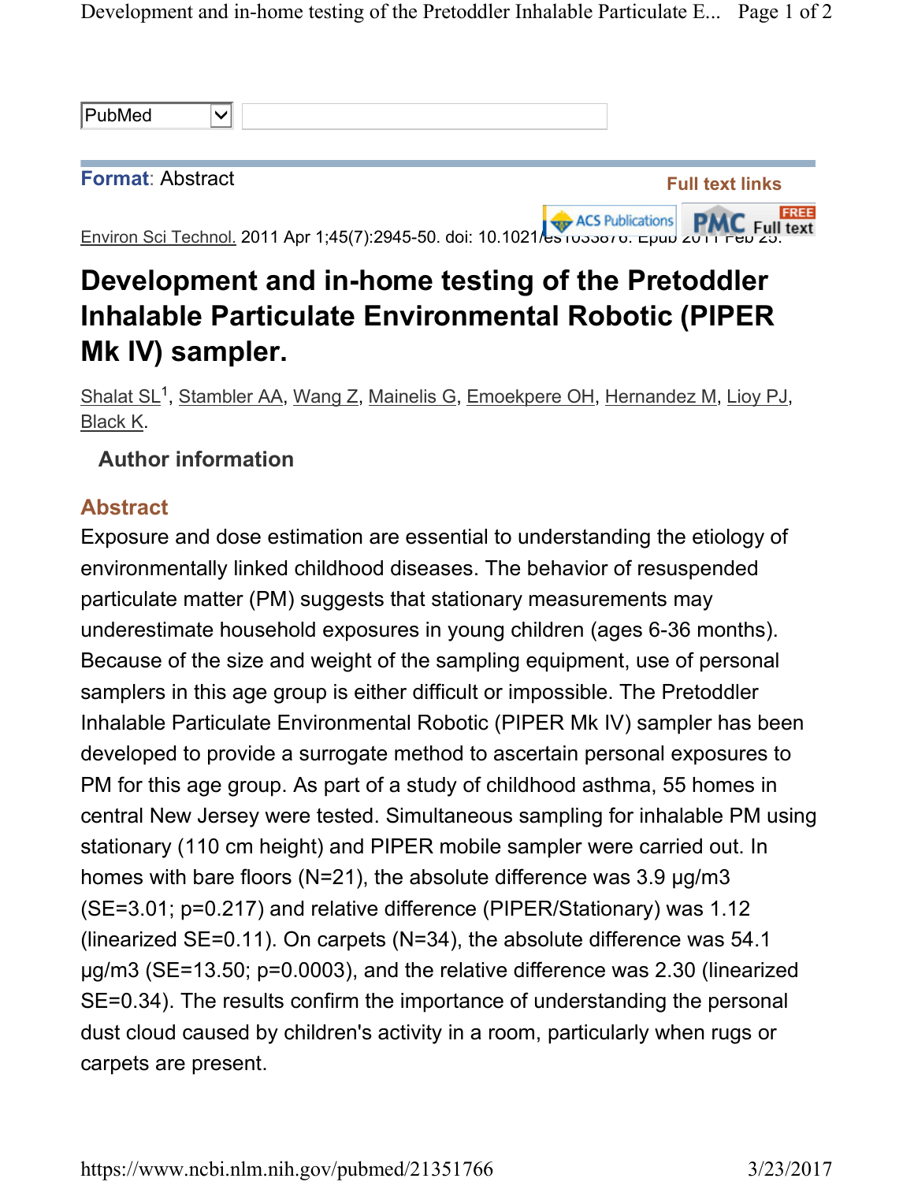PubMed

**Format**: Abstract

Full text links

ACS Publications | PMC FREE Full text

Environ Sci Technol. 2011 Apr 1;45(7):2945-50. doi: 10.1021/es1033876. Epub 2011 Feb 25.

# Development and in-home testing of the Pretoddler Inhalable Particulate Environmental Robotic (PIPER Mk IV) sampler.

Shalat SL[1], Stambler AA, Wang Z, Mainelis G, Emoekpere OH, Hernandez M, Lioy PJ, Black K.

### Author information

## Abstract

Exposure and dose estimation are essential to understanding the etiology of environmentally linked childhood diseases. The behavior of resuspended particulate matter (PM) suggests that stationary measurements may underestimate household exposures in young children (ages 6-36 months). Because of the size and weight of the sampling equipment, use of personal samplers in this age group is either difficult or impossible. The Pretoddler Inhalable Particulate Environmental Robotic (PIPER Mk IV) sampler has been developed to provide a surrogate method to ascertain personal exposures to PM for this age group. As part of a study of childhood asthma, 55 homes in central New Jersey were tested. Simultaneous sampling for inhalable PM using stationary (110 cm height) and PIPER mobile sampler were carried out. In homes with bare floors (N=21), the absolute difference was 3.9 μg/m3 (SE=3.01; p=0.217) and relative difference (PIPER/Stationary) was 1.12 (linearized SE=0.11). On carpets (N=34), the absolute difference was 54.1 μg/m3 (SE=13.50; p=0.0003), and the relative difference was 2.30 (linearized SE=0.34). The results confirm the importance of understanding the personal dust cloud caused by children's activity in a room, particularly when rugs or carpets are present.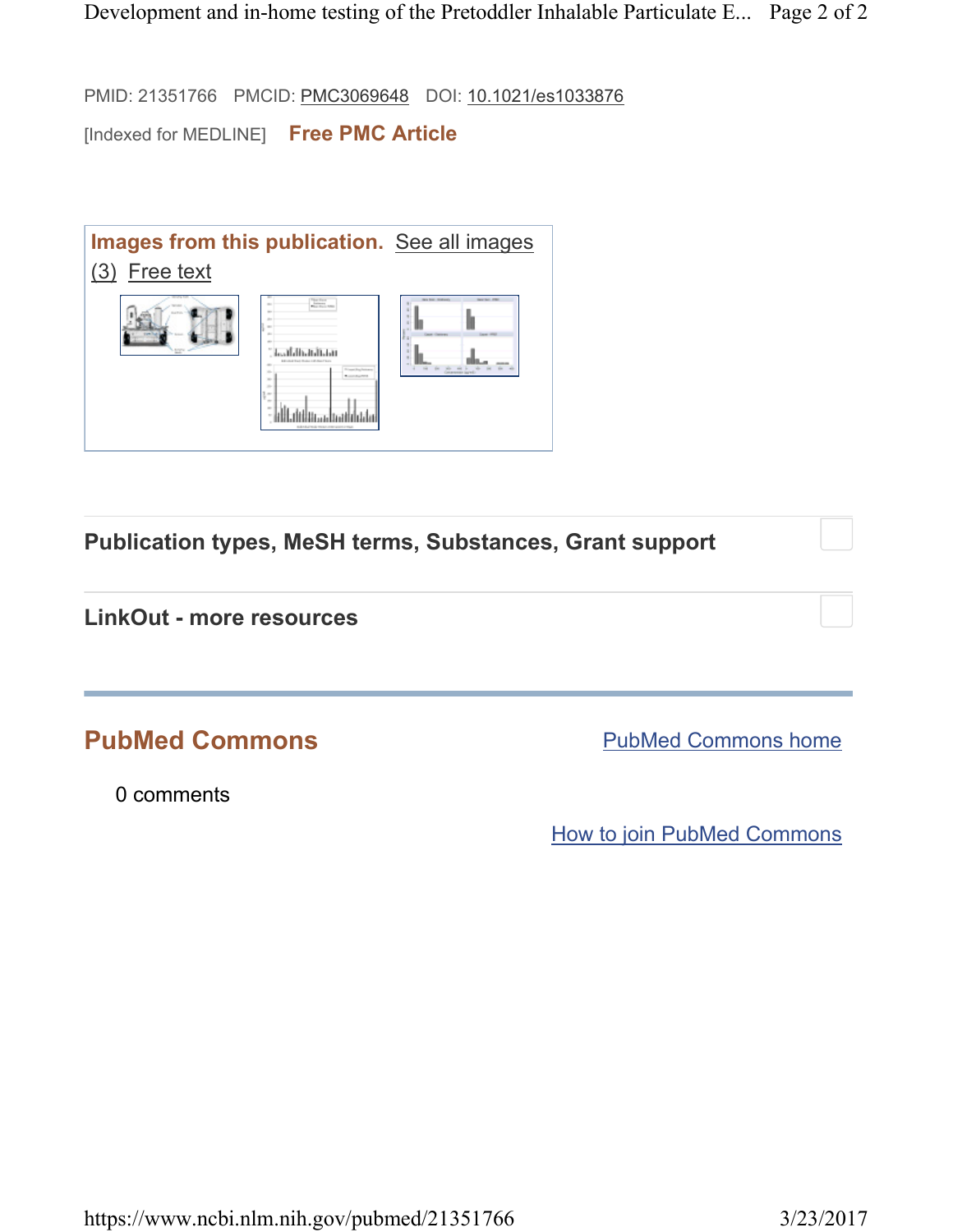PMID: 21351766 PMCID: PMC3069648 DOI: 10.1021/es1033876

[Indexed for MEDLINE] **Free PMC Article**

**Images from this publication.** See all images (3) Free text

**Publication types, MeSH terms, Substances, Grant support**

**LinkOut - more resources**

## PubMed Commons

PubMed Commons home

0 comments

How to join PubMed Commons